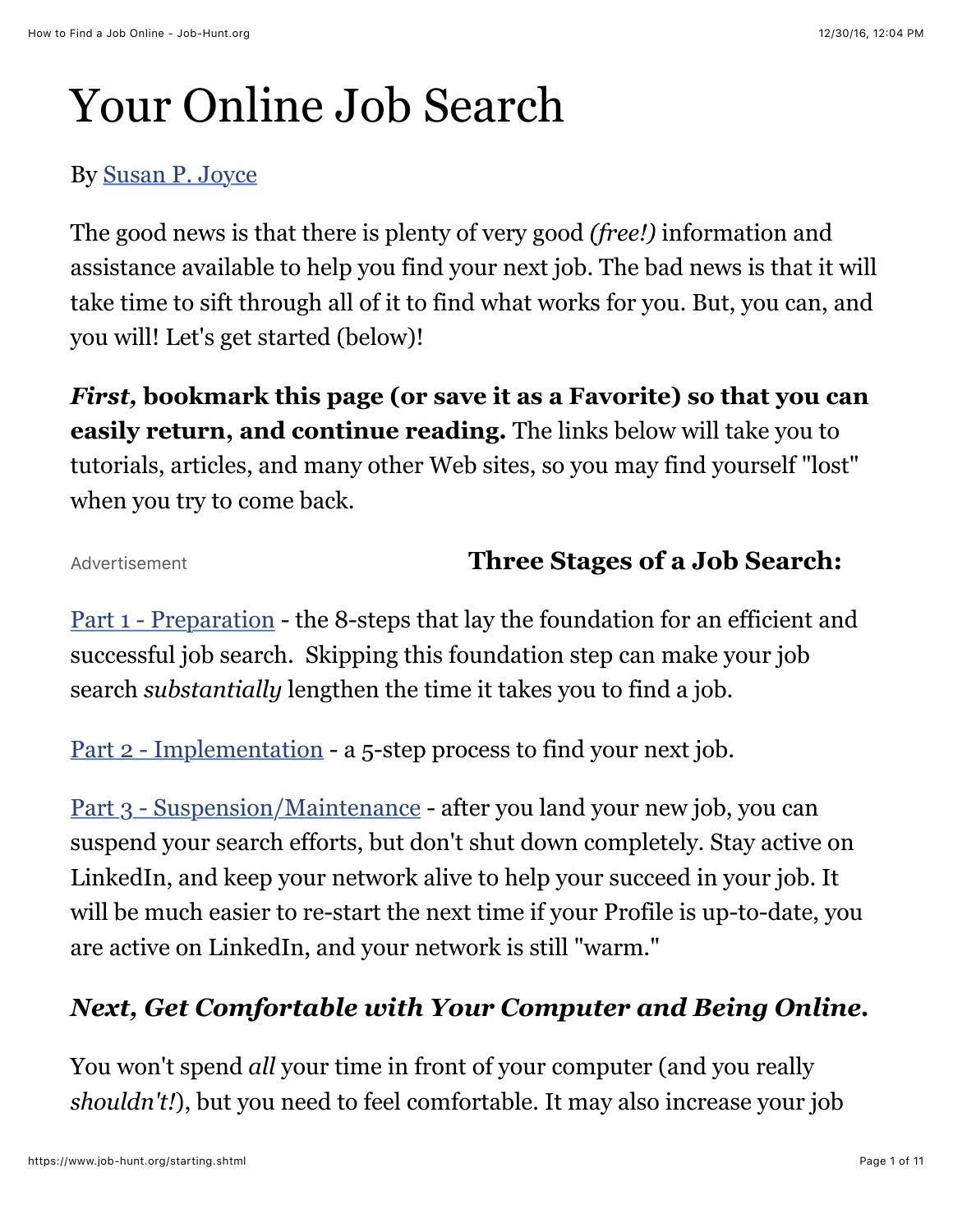# Your Online Job Search

By Susan P. Joyce

The good news is that there is plenty of very good *(free!)* information and assistance available to help you find your next job. The bad news is that it will take time to sift through all of it to find what works for you. But, you can, and you will! Let's get started (below)!

***First*, bold bookmark this page (or save it as a Favorite) so that you can easily return, and continue reading.** The links below will take you to tutorials, articles, and many other Web sites, so you may find yourself "lost" when you try to come back.

Advertisement

### Three Stages of a Job Search:

Part 1 - Preparation - the 8-steps that lay the foundation for an efficient and successful job search. Skipping this foundation step can make your job search *substantially* lengthen the time it takes you to find a job.

Part 2 - Implementation - a 5-step process to find your next job.

Part 3 - Suspension/Maintenance - after you land your new job, you can suspend your search efforts, but don't shut down completely. Stay active on LinkedIn, and keep your network alive to help your succeed in your job. It will be much easier to re-start the next time if your Profile is up-to-date, you are active on LinkedIn, and your network is still "warm."

### *Next, Get Comfortable with Your Computer and Being Online.*

You won't spend *all* your time in front of your computer (and you really *shouldn't!*), but you need to feel comfortable. It may also increase your job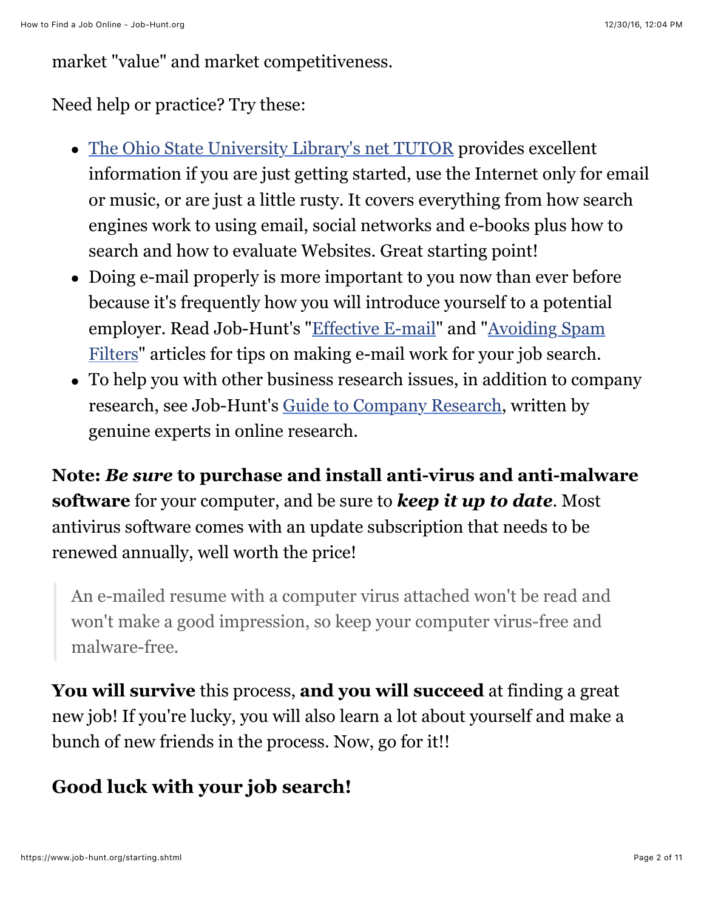market "value" and market competitiveness.

Need help or practice? Try these:

- The Ohio State University Library's net TUTOR provides excellent information if you are just getting started, use the Internet only for email or music, or are just a little rusty. It covers everything from how search engines work to using email, social networks and e-books plus how to search and how to evaluate Websites. Great starting point!
- Doing e-mail properly is more important to you now than ever before because it's frequently how you will introduce yourself to a potential employer. Read Job-Hunt's "Effective E-mail" and "Avoiding Spam Filters" articles for tips on making e-mail work for your job search.
- To help you with other business research issues, in addition to company research, see Job-Hunt's Guide to Company Research, written by genuine experts in online research.

**Note: *Be sure* to purchase and install anti-virus and anti-malware software** for your computer, and be sure to ***keep it up to date***. Most antivirus software comes with an update subscription that needs to be renewed annually, well worth the price!

> An e-mailed resume with a computer virus attached won't be read and won't make a good impression, so keep your computer virus-free and malware-free.

**You will survive** this process, **and you will succeed** at finding a great new job! If you're lucky, you will also learn a lot about yourself and make a bunch of new friends in the process. Now, go for it!!

### Good luck with your job search!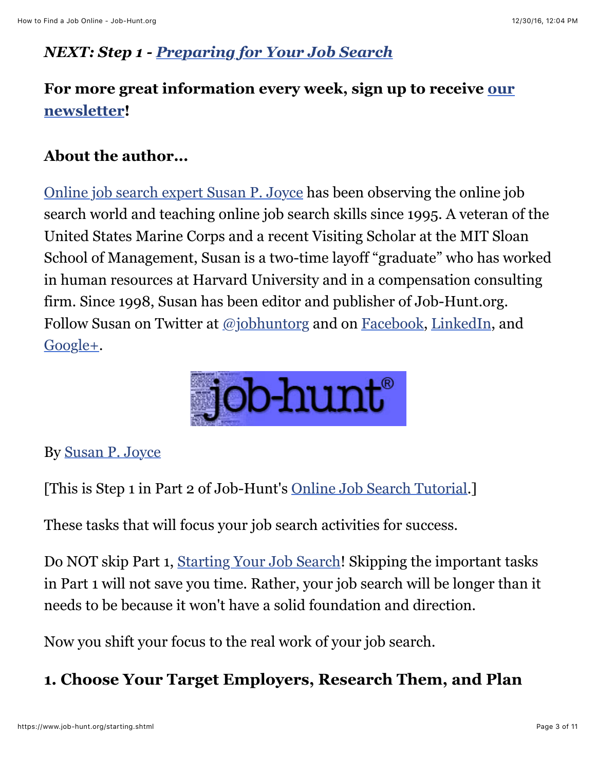*NEXT: Step 1 - Preparing for Your Job Search*

**For more great information every week, sign up to receive our newsletter!**

**About the author...**

Online job search expert Susan P. Joyce has been observing the online job search world and teaching online job search skills since 1995. A veteran of the United States Marine Corps and a recent Visiting Scholar at the MIT Sloan School of Management, Susan is a two-time layoff "graduate" who has worked in human resources at Harvard University and in a compensation consulting firm. Since 1998, Susan has been editor and publisher of Job-Hunt.org. Follow Susan on Twitter at @jobhuntorg and on Facebook, LinkedIn, and Google+.

By Susan P. Joyce

[This is Step 1 in Part 2 of Job-Hunt's Online Job Search Tutorial.]

These tasks that will focus your job search activities for success.

Do NOT skip Part 1, Starting Your Job Search! Skipping the important tasks in Part 1 will not save you time. Rather, your job search will be longer than it needs to be because it won't have a solid foundation and direction.

Now you shift your focus to the real work of your job search.

### 1. Choose Your Target Employers, Research Them, and Plan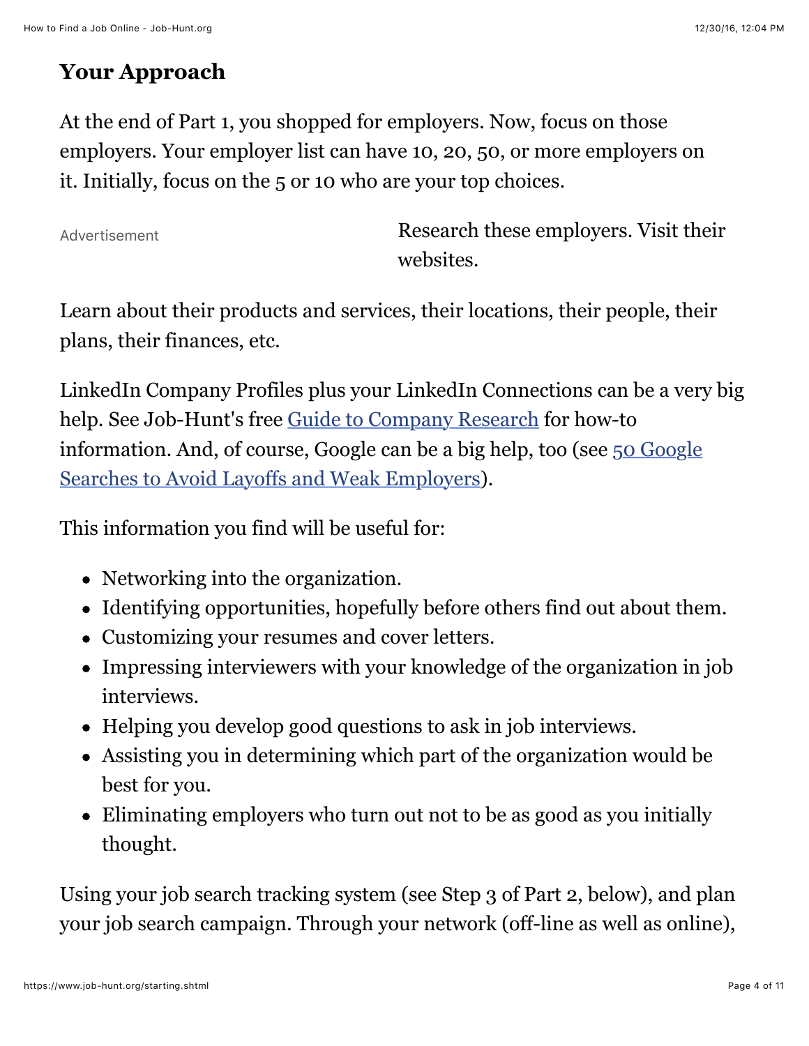## Your Approach

At the end of Part 1, you shopped for employers. Now, focus on those employers. Your employer list can have 10, 20, 50, or more employers on it. Initially, focus on the 5 or 10 who are your top choices.

Advertisement

Research these employers. Visit their websites.

Learn about their products and services, their locations, their people, their plans, their finances, etc.

LinkedIn Company Profiles plus your LinkedIn Connections can be a very big help. See Job-Hunt's free [Guide to Company Research] for how-to information. And, of course, Google can be a big help, too (see [50 Google Searches to Avoid Layoffs and Weak Employers]).

This information you find will be useful for:

- Networking into the organization.
- Identifying opportunities, hopefully before others find out about them.
- Customizing your resumes and cover letters.
- Impressing interviewers with your knowledge of the organization in job interviews.
- Helping you develop good questions to ask in job interviews.
- Assisting you in determining which part of the organization would be best for you.
- Eliminating employers who turn out not to be as good as you initially thought.

Using your job search tracking system (see Step 3 of Part 2, below), and plan your job search campaign. Through your network (off-line as well as online),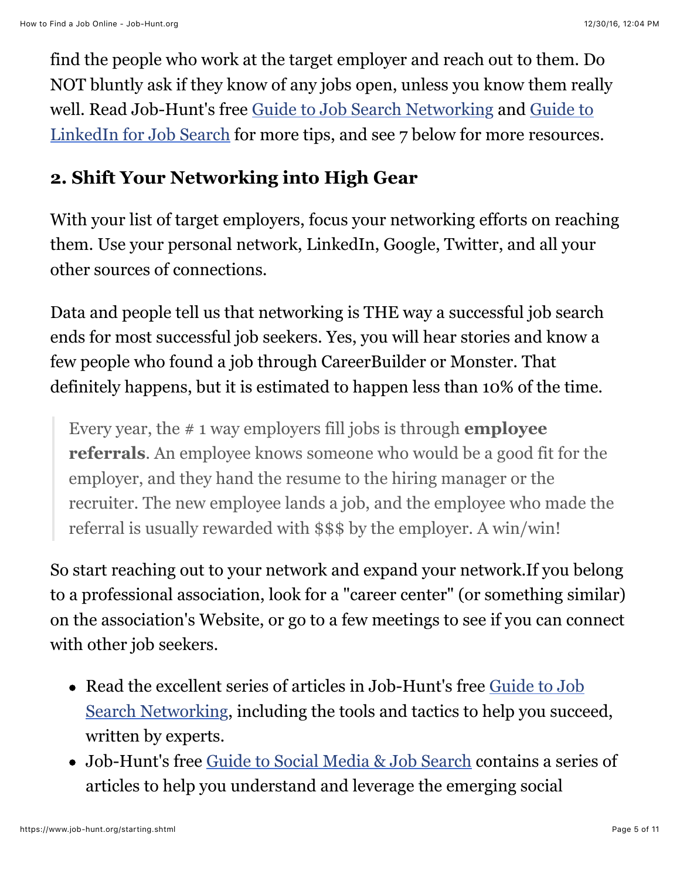find the people who work at the target employer and reach out to them. Do NOT bluntly ask if they know of any jobs open, unless you know them really well. Read Job-Hunt's free [Guide to Job Search Networking]() and [Guide to LinkedIn for Job Search]() for more tips, and see 7 below for more resources.

## 2. Shift Your Networking into High Gear

With your list of target employers, focus your networking efforts on reaching them. Use your personal network, LinkedIn, Google, Twitter, and all your other sources of connections.

Data and people tell us that networking is THE way a successful job search ends for most successful job seekers. Yes, you will hear stories and know a few people who found a job through CareerBuilder or Monster. That definitely happens, but it is estimated to happen less than 10% of the time.

> Every year, the # 1 way employers fill jobs is through **employee referrals**. An employee knows someone who would be a good fit for the employer, and they hand the resume to the hiring manager or the recruiter. The new employee lands a job, and the employee who made the referral is usually rewarded with $$$ by the employer. A win/win!

So start reaching out to your network and expand your network.If you belong to a professional association, look for a "career center" (or something similar) on the association's Website, or go to a few meetings to see if you can connect with other job seekers.

- Read the excellent series of articles in Job-Hunt's free [Guide to Job Search Networking](), including the tools and tactics to help you succeed, written by experts.
- Job-Hunt's free [Guide to Social Media & Job Search]() contains a series of articles to help you understand and leverage the emerging social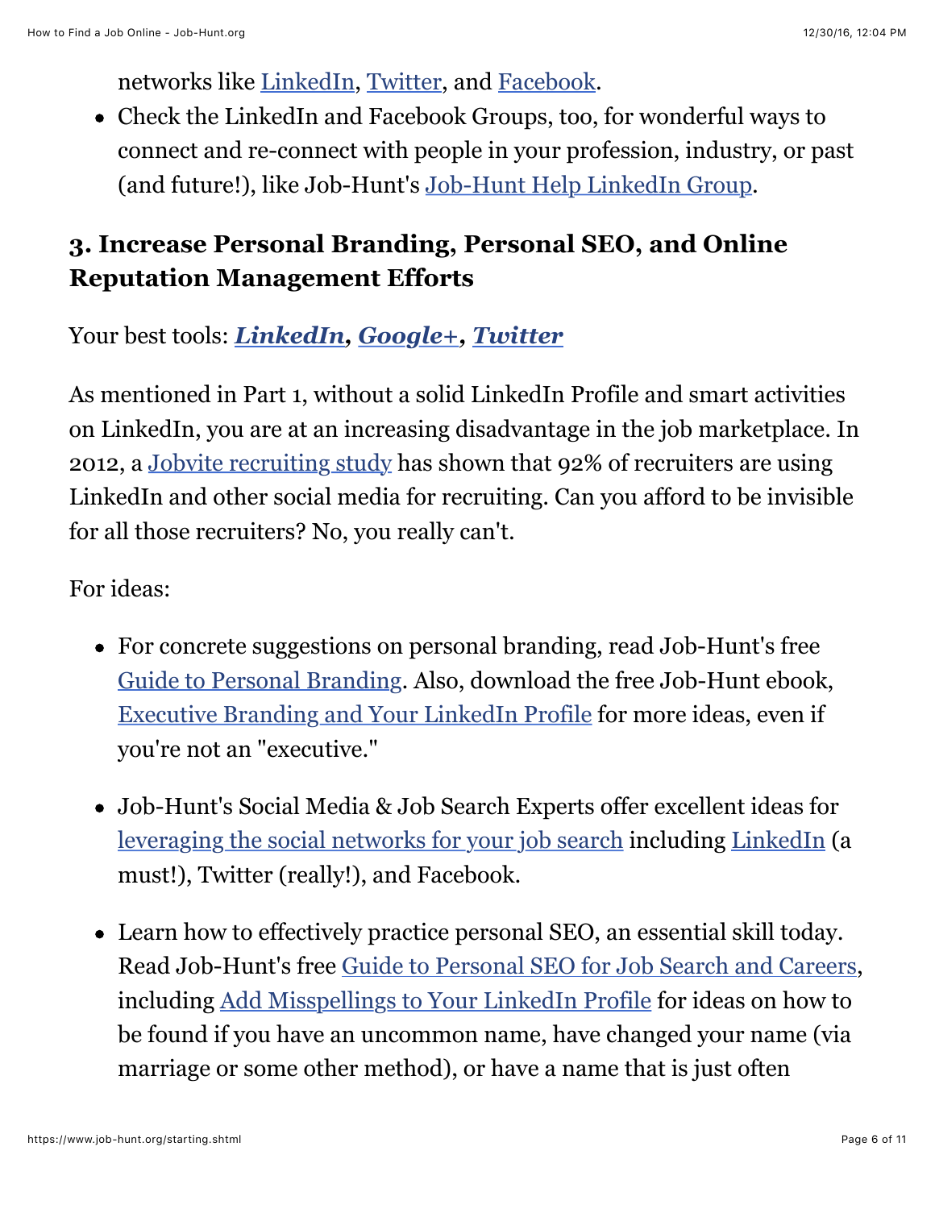networks like LinkedIn, Twitter, and Facebook.

- Check the LinkedIn and Facebook Groups, too, for wonderful ways to connect and re-connect with people in your profession, industry, or past (and future!), like Job-Hunt's Job-Hunt Help LinkedIn Group.

## 3. Increase Personal Branding, Personal SEO, and Online Reputation Management Efforts

Your best tools: ***LinkedIn***, ***Google+***, ***Twitter***

As mentioned in Part 1, without a solid LinkedIn Profile and smart activities on LinkedIn, you are at an increasing disadvantage in the job marketplace. In 2012, a Jobvite recruiting study has shown that 92% of recruiters are using LinkedIn and other social media for recruiting. Can you afford to be invisible for all those recruiters? No, you really can't.

For ideas:

- For concrete suggestions on personal branding, read Job-Hunt's free Guide to Personal Branding. Also, download the free Job-Hunt ebook, Executive Branding and Your LinkedIn Profile for more ideas, even if you're not an "executive."

- Job-Hunt's Social Media & Job Search Experts offer excellent ideas for leveraging the social networks for your job search including LinkedIn (a must!), Twitter (really!), and Facebook.

- Learn how to effectively practice personal SEO, an essential skill today. Read Job-Hunt's free Guide to Personal SEO for Job Search and Careers, including Add Misspellings to Your LinkedIn Profile for ideas on how to be found if you have an uncommon name, have changed your name (via marriage or some other method), or have a name that is just often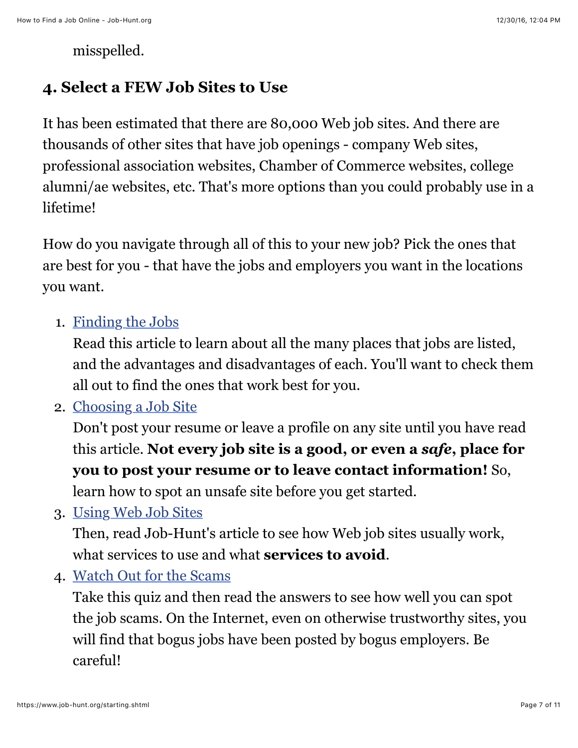misspelled.

## 4. Select a FEW Job Sites to Use

It has been estimated that there are 80,000 Web job sites. And there are thousands of other sites that have job openings - company Web sites, professional association websites, Chamber of Commerce websites, college alumni/ae websites, etc. That's more options than you could probably use in a lifetime!

How do you navigate through all of this to your new job? Pick the ones that are best for you - that have the jobs and employers you want in the locations you want.

1. Finding the Jobs
   Read this article to learn about all the many places that jobs are listed, and the advantages and disadvantages of each. You'll want to check them all out to find the ones that work best for you.
2. Choosing a Job Site
   Don't post your resume or leave a profile on any site until you have read this article. **Not every job site is a good, or even a *safe*, place for you to post your resume or to leave contact information!** So, learn how to spot an unsafe site before you get started.
3. Using Web Job Sites
   Then, read Job-Hunt's article to see how Web job sites usually work, what services to use and what **services to avoid**.
4. Watch Out for the Scams
   Take this quiz and then read the answers to see how well you can spot the job scams. On the Internet, even on otherwise trustworthy sites, you will find that bogus jobs have been posted by bogus employers. Be careful!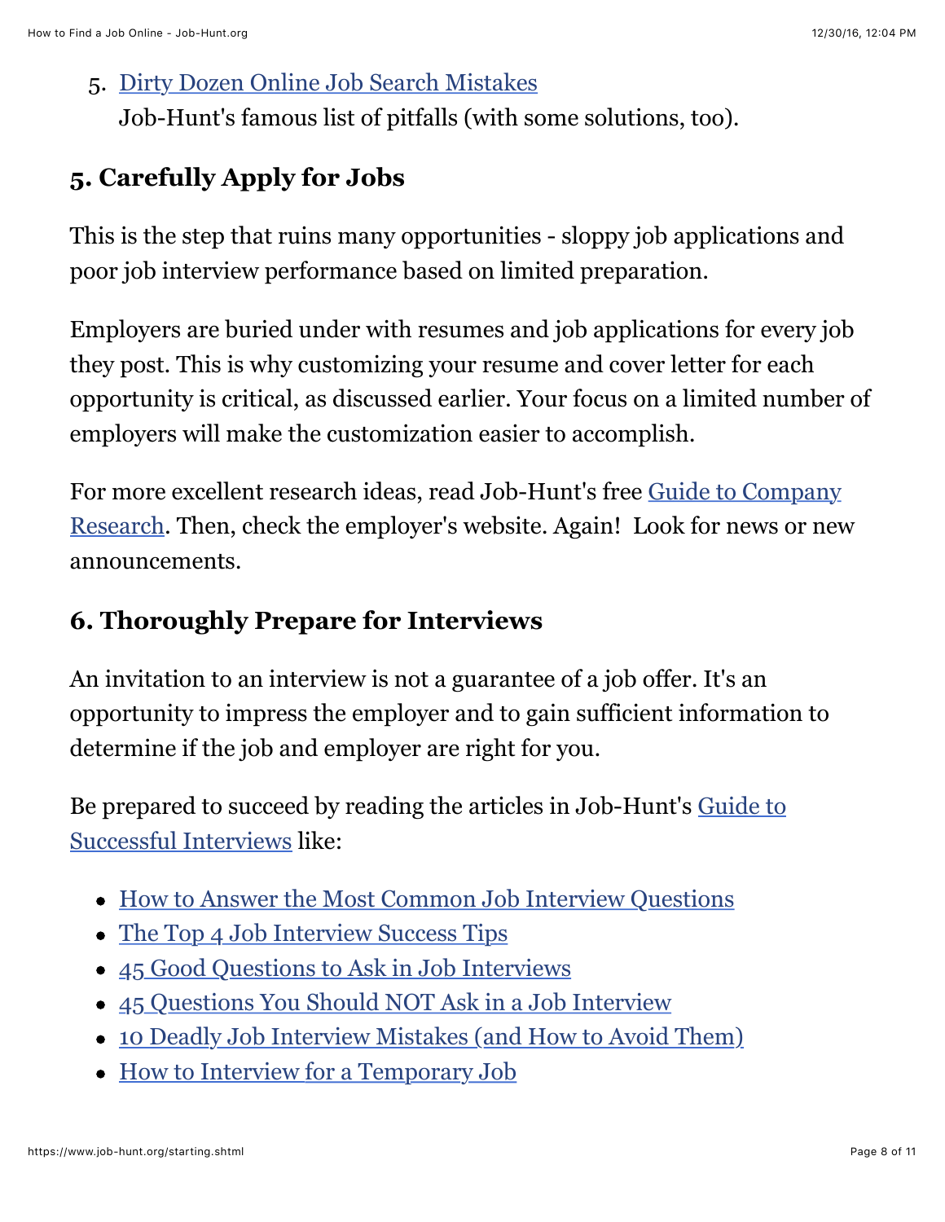5. Dirty Dozen Online Job Search Mistakes
   Job-Hunt's famous list of pitfalls (with some solutions, too).

## 5. Carefully Apply for Jobs

This is the step that ruins many opportunities - sloppy job applications and poor job interview performance based on limited preparation.

Employers are buried under with resumes and job applications for every job they post. This is why customizing your resume and cover letter for each opportunity is critical, as discussed earlier. Your focus on a limited number of employers will make the customization easier to accomplish.

For more excellent research ideas, read Job-Hunt's free Guide to Company Research. Then, check the employer's website. Again! Look for news or new announcements.

## 6. Thoroughly Prepare for Interviews

An invitation to an interview is not a guarantee of a job offer. It's an opportunity to impress the employer and to gain sufficient information to determine if the job and employer are right for you.

Be prepared to succeed by reading the articles in Job-Hunt's Guide to Successful Interviews like:

- How to Answer the Most Common Job Interview Questions
- The Top 4 Job Interview Success Tips
- 45 Good Questions to Ask in Job Interviews
- 45 Questions You Should NOT Ask in a Job Interview
- 10 Deadly Job Interview Mistakes (and How to Avoid Them)
- How to Interview for a Temporary Job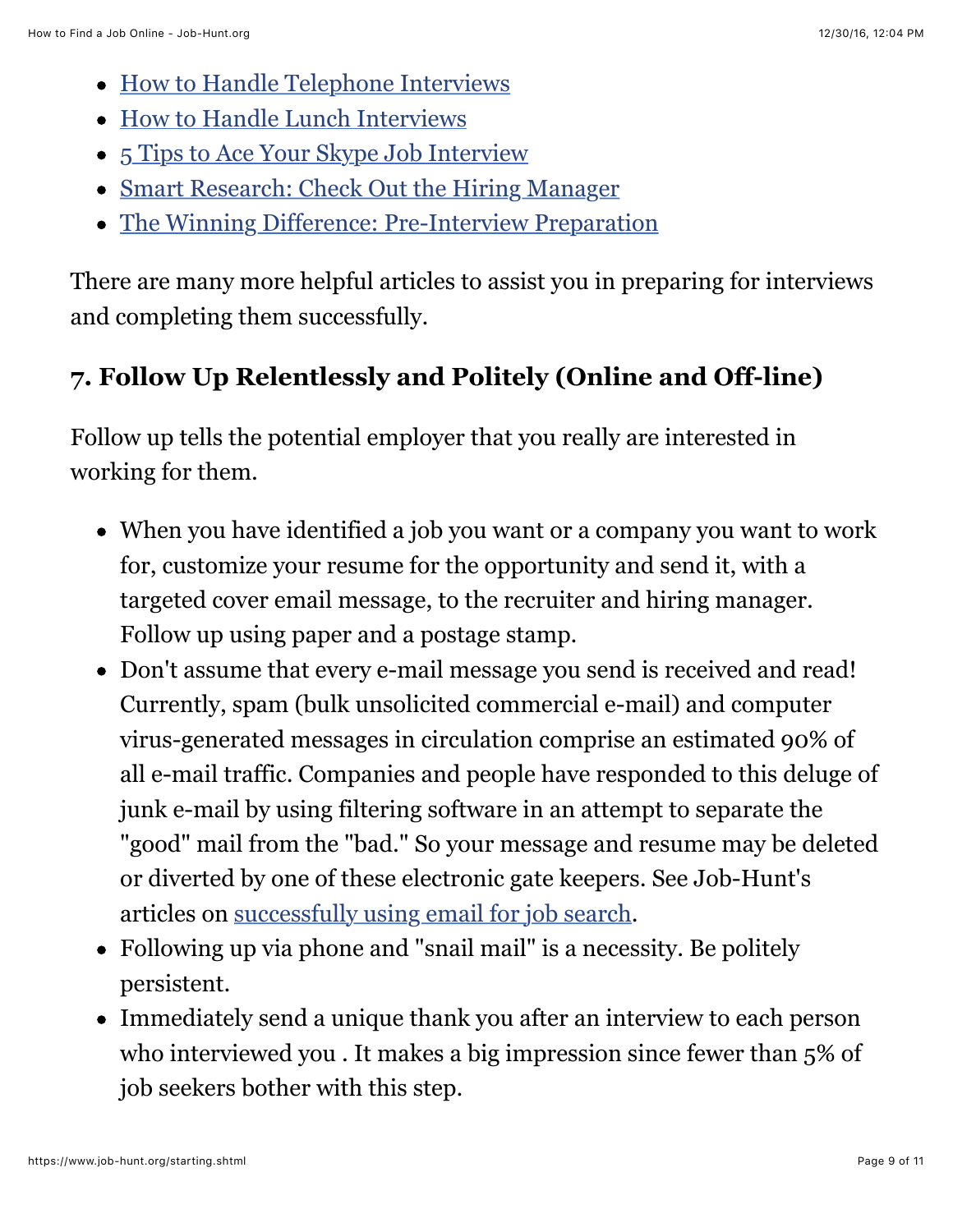- How to Handle Telephone Interviews
- How to Handle Lunch Interviews
- 5 Tips to Ace Your Skype Job Interview
- Smart Research: Check Out the Hiring Manager
- The Winning Difference: Pre-Interview Preparation

There are many more helpful articles to assist you in preparing for interviews and completing them successfully.

### 7. Follow Up Relentlessly and Politely (Online and Off-line)

Follow up tells the potential employer that you really are interested in working for them.

- When you have identified a job you want or a company you want to work for, customize your resume for the opportunity and send it, with a targeted cover email message, to the recruiter and hiring manager. Follow up using paper and a postage stamp.
- Don't assume that every e-mail message you send is received and read! Currently, spam (bulk unsolicited commercial e-mail) and computer virus-generated messages in circulation comprise an estimated 90% of all e-mail traffic. Companies and people have responded to this deluge of junk e-mail by using filtering software in an attempt to separate the "good" mail from the "bad." So your message and resume may be deleted or diverted by one of these electronic gate keepers. See Job-Hunt's articles on successfully using email for job search.
- Following up via phone and "snail mail" is a necessity. Be politely persistent.
- Immediately send a unique thank you after an interview to each person who interviewed you . It makes a big impression since fewer than 5% of job seekers bother with this step.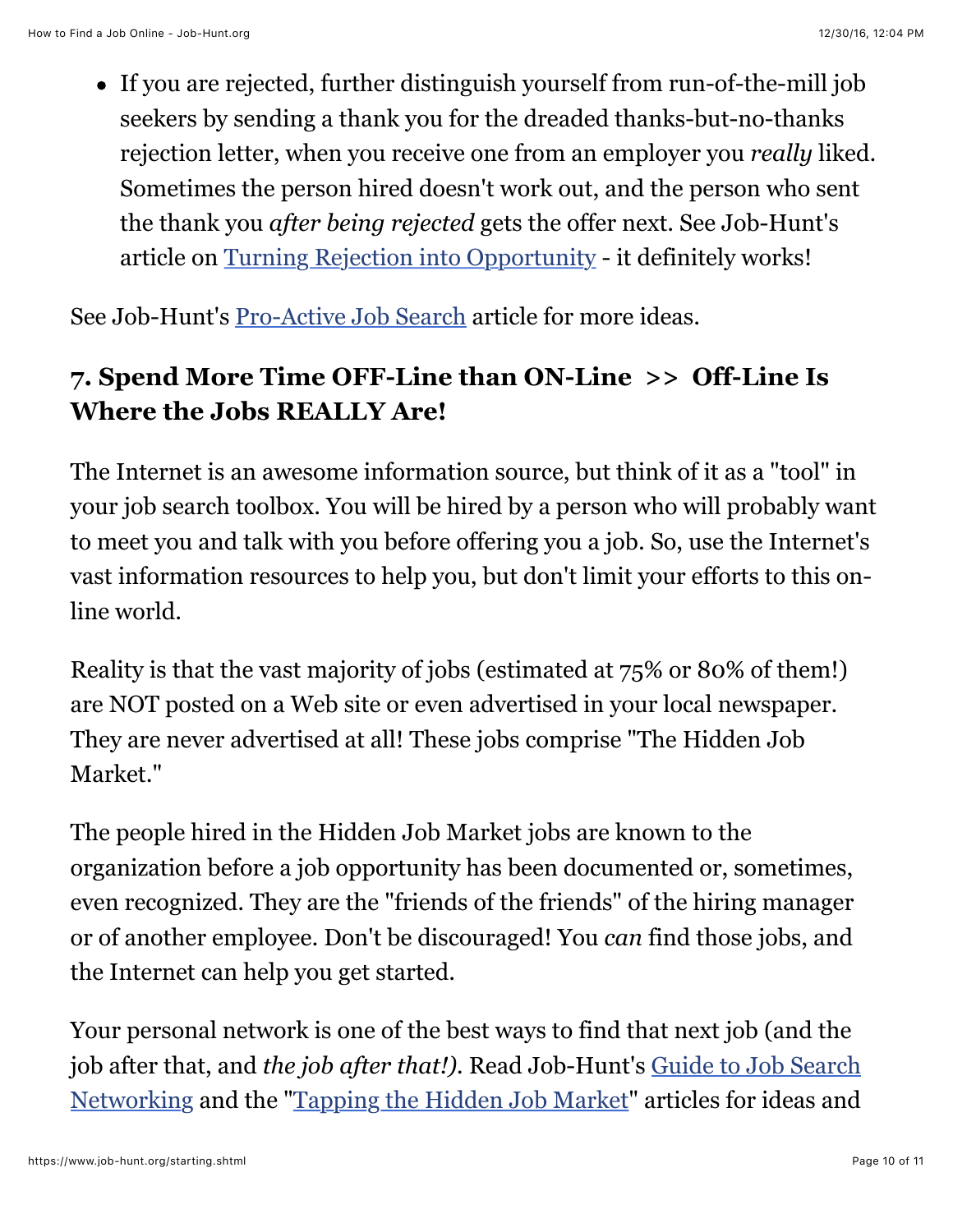- If you are rejected, further distinguish yourself from run-of-the-mill job seekers by sending a thank you for the dreaded thanks-but-no-thanks rejection letter, when you receive one from an employer you *really* liked. Sometimes the person hired doesn't work out, and the person who sent the thank you *after being rejected* gets the offer next. See Job-Hunt's article on [Turning Rejection into Opportunity]() - it definitely works!

See Job-Hunt's [Pro-Active Job Search]() article for more ideas.

### 7. Spend More Time OFF-Line than ON-Line >> Off-Line Is Where the Jobs REALLY Are!

The Internet is an awesome information source, but think of it as a "tool" in your job search toolbox. You will be hired by a person who will probably want to meet you and talk with you before offering you a job. So, use the Internet's vast information resources to help you, but don't limit your efforts to this on-line world.

Reality is that the vast majority of jobs (estimated at 75% or 80% of them!) are NOT posted on a Web site or even advertised in your local newspaper. They are never advertised at all! These jobs comprise "The Hidden Job Market."

The people hired in the Hidden Job Market jobs are known to the organization before a job opportunity has been documented or, sometimes, even recognized. They are the "friends of the friends" of the hiring manager or of another employee. Don't be discouraged! You *can* find those jobs, and the Internet can help you get started.

Your personal network is one of the best ways to find that next job (and the job after that, and *the job after that!).* Read Job-Hunt's [Guide to Job Search Networking]() and the "[Tapping the Hidden Job Market]()" articles for ideas and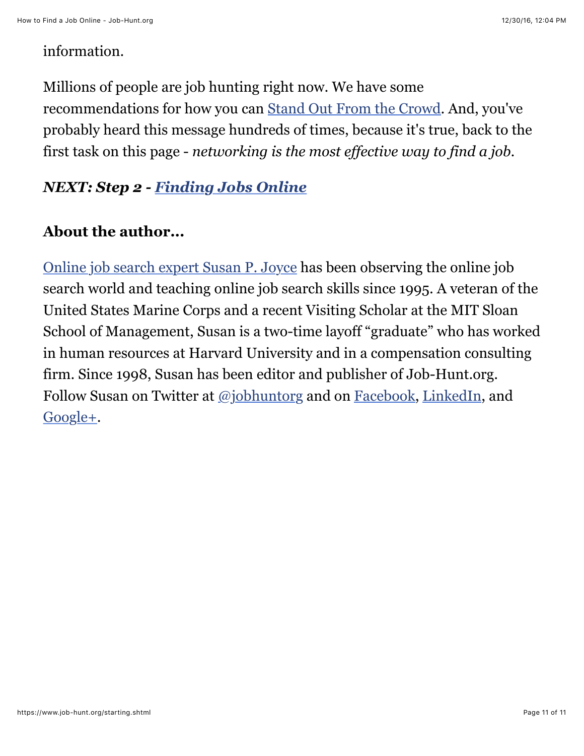information.

Millions of people are job hunting right now. We have some recommendations for how you can Stand Out From the Crowd. And, you've probably heard this message hundreds of times, because it's true, back to the first task on this page - *networking is the most effective way to find a job.*

***NEXT: Step 2 - Finding Jobs Online***

**About the author...**

Online job search expert Susan P. Joyce has been observing the online job search world and teaching online job search skills since 1995. A veteran of the United States Marine Corps and a recent Visiting Scholar at the MIT Sloan School of Management, Susan is a two-time layoff "graduate" who has worked in human resources at Harvard University and in a compensation consulting firm. Since 1998, Susan has been editor and publisher of Job-Hunt.org. Follow Susan on Twitter at @jobhuntorg and on Facebook, LinkedIn, and Google+.